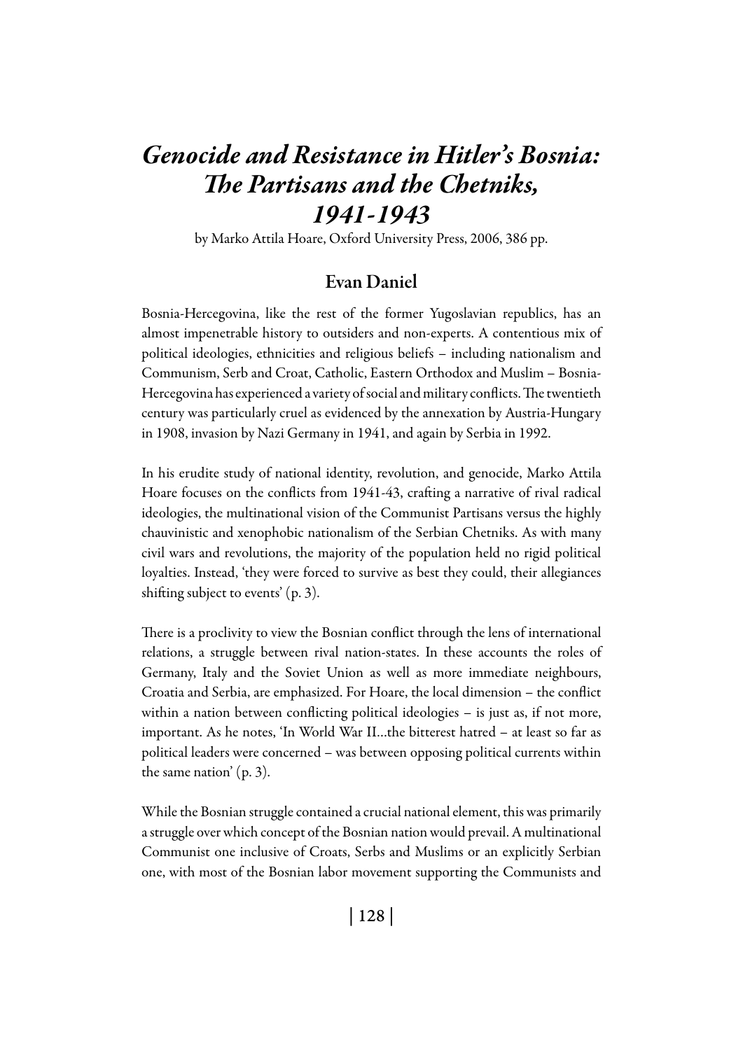# *Genocide and Resistance in Hitler's Bosnia: The Partisans and the Chetniks, 1941-1943*

by Marko Attila Hoare, Oxford University Press, 2006, 386 pp.

## Evan Daniel

Bosnia-Hercegovina, like the rest of the former Yugoslavian republics, has an almost impenetrable history to outsiders and non-experts. A contentious mix of political ideologies, ethnicities and religious beliefs – including nationalism and Communism, Serb and Croat, Catholic, Eastern Orthodox and Muslim – Bosnia-Hercegovina has experienced a variety of social and military conflicts. The twentieth century was particularly cruel as evidenced by the annexation by Austria-Hungary in 1908, invasion by Nazi Germany in 1941, and again by Serbia in 1992.

In his erudite study of national identity, revolution, and genocide, Marko Attila Hoare focuses on the conflicts from 1941-43, crafting a narrative of rival radical ideologies, the multinational vision of the Communist Partisans versus the highly chauvinistic and xenophobic nationalism of the Serbian Chetniks. As with many civil wars and revolutions, the majority of the population held no rigid political loyalties. Instead, 'they were forced to survive as best they could, their allegiances shifting subject to events' (p. 3).

There is a proclivity to view the Bosnian conflict through the lens of international relations, a struggle between rival nation-states. In these accounts the roles of Germany, Italy and the Soviet Union as well as more immediate neighbours, Croatia and Serbia, are emphasized. For Hoare, the local dimension – the conflict within a nation between conflicting political ideologies – is just as, if not more, important. As he notes, 'In World War II...the bitterest hatred – at least so far as political leaders were concerned – was between opposing political currents within the same nation' (p. 3).

While the Bosnian struggle contained a crucial national element, this was primarily a struggle over which concept of the Bosnian nation would prevail. A multinational Communist one inclusive of Croats, Serbs and Muslims or an explicitly Serbian one, with most of the Bosnian labor movement supporting the Communists and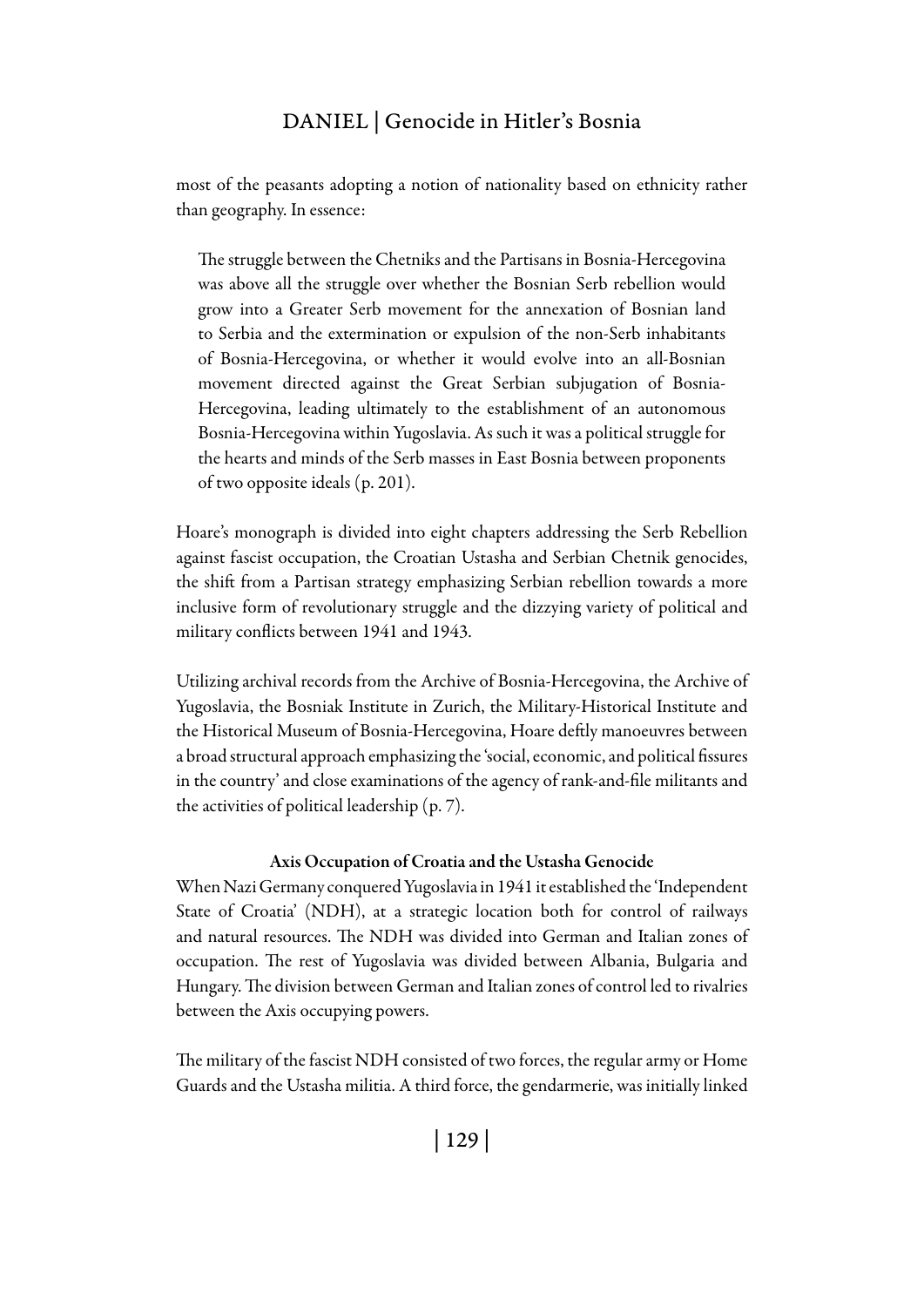most of the peasants adopting a notion of nationality based on ethnicity rather than geography. In essence:

> The struggle between the Chetniks and the Partisans in Bosnia-Hercegovina was above all the struggle over whether the Bosnian Serb rebellion would grow into a Greater Serb movement for the annexation of Bosnian land to Serbia and the extermination or expulsion of the non-Serb inhabitants of Bosnia-Hercegovina, or whether it would evolve into an all-Bosnian movement directed against the Great Serbian subjugation of Bosnia-Hercegovina, leading ultimately to the establishment of an autonomous Bosnia-Hercegovina within Yugoslavia. As such it was a political struggle for the hearts and minds of the Serb masses in East Bosnia between proponents of two opposite ideals (p. 201).

Hoare's monograph is divided into eight chapters addressing the Serb Rebellion against fascist occupation, the Croatian Ustasha and Serbian Chetnik genocides, the shift from a Partisan strategy emphasizing Serbian rebellion towards a more inclusive form of revolutionary struggle and the dizzying variety of political and military conflicts between 1941 and 1943.

Utilizing archival records from the Archive of Bosnia-Hercegovina, the Archive of Yugoslavia, the Bosniak Institute in Zurich, the Military-Historical Institute and the Historical Museum of Bosnia-Hercegovina, Hoare deftly manoeuvres between a broad structural approach emphasizing the 'social, economic, and political fissures in the country' and close examinations of the agency of rank-and-file militants and the activities of political leadership (p. 7).

### Axis Occupation of Croatia and the Ustasha Genocide

When Nazi Germany conquered Yugoslavia in 1941 it established the 'Independent State of Croatia' (NDH), at a strategic location both for control of railways and natural resources. The NDH was divided into German and Italian zones of occupation. The rest of Yugoslavia was divided between Albania, Bulgaria and Hungary. The division between German and Italian zones of control led to rivalries between the Axis occupying powers.

The military of the fascist NDH consisted of two forces, the regular army or Home Guards and the Ustasha militia. A third force, the gendarmerie, was initially linked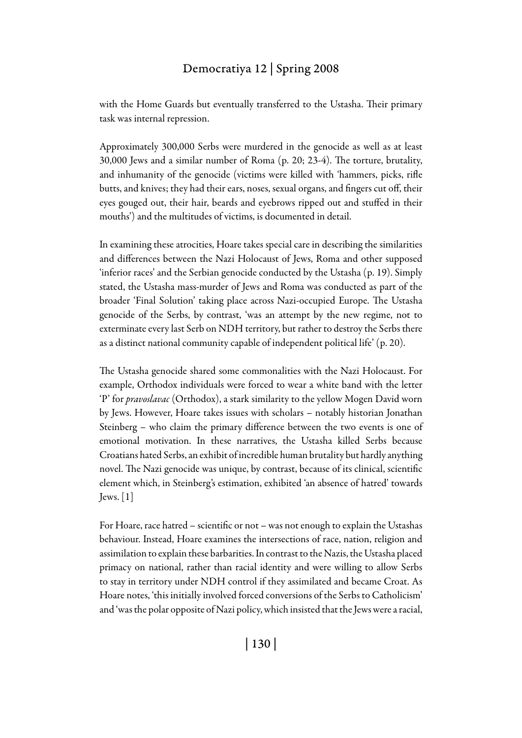with the Home Guards but eventually transferred to the Ustasha. Their primary task was internal repression.

Approximately 300,000 Serbs were murdered in the genocide as well as at least 30,000 Jews and a similar number of Roma (p. 20; 23-4). The torture, brutality, and inhumanity of the genocide (victims were killed with 'hammers, picks, rifle butts, and knives; they had their ears, noses, sexual organs, and fingers cut off, their eyes gouged out, their hair, beards and eyebrows ripped out and stuffed in their mouths') and the multitudes of victims, is documented in detail.

In examining these atrocities, Hoare takes special care in describing the similarities and differences between the Nazi Holocaust of Jews, Roma and other supposed 'inferior races' and the Serbian genocide conducted by the Ustasha (p. 19). Simply stated, the Ustasha mass-murder of Jews and Roma was conducted as part of the broader 'Final Solution' taking place across Nazi-occupied Europe. The Ustasha genocide of the Serbs, by contrast, 'was an attempt by the new regime, not to exterminate every last Serb on NDH territory, but rather to destroy the Serbs there as a distinct national community capable of independent political life' (p. 20).

The Ustasha genocide shared some commonalities with the Nazi Holocaust. For example, Orthodox individuals were forced to wear a white band with the letter 'P' for *pravoslavac* (Orthodox), a stark similarity to the yellow Mogen David worn by Jews. However, Hoare takes issues with scholars – notably historian Jonathan Steinberg – who claim the primary difference between the two events is one of emotional motivation. In these narratives, the Ustasha killed Serbs because Croatians hated Serbs, an exhibit of incredible human brutality but hardly anything novel. The Nazi genocide was unique, by contrast, because of its clinical, scientific element which, in Steinberg's estimation, exhibited 'an absence of hatred' towards Jews. [1]

For Hoare, race hatred – scientific or not – was not enough to explain the Ustashas behaviour. Instead, Hoare examines the intersections of race, nation, religion and assimilation to explain these barbarities. In contrast to the Nazis, the Ustasha placed primacy on national, rather than racial identity and were willing to allow Serbs to stay in territory under NDH control if they assimilated and became Croat. As Hoare notes, 'this initially involved forced conversions of the Serbs to Catholicism' and 'was the polar opposite of Nazi policy, which insisted that the Jews were a racial,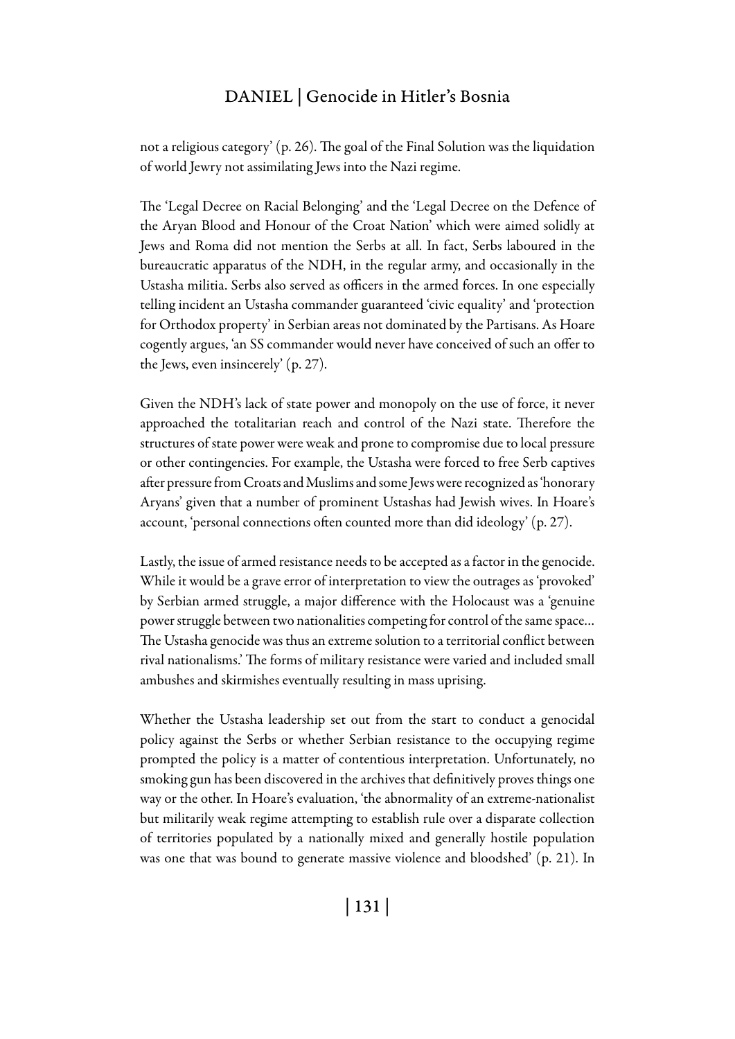not a religious category' (p. 26). The goal of the Final Solution was the liquidation of world Jewry not assimilating Jews into the Nazi regime.

The 'Legal Decree on Racial Belonging' and the 'Legal Decree on the Defence of the Aryan Blood and Honour of the Croat Nation' which were aimed solidly at Jews and Roma did not mention the Serbs at all. In fact, Serbs laboured in the bureaucratic apparatus of the NDH, in the regular army, and occasionally in the Ustasha militia. Serbs also served as officers in the armed forces. In one especially telling incident an Ustasha commander guaranteed 'civic equality' and 'protection for Orthodox property' in Serbian areas not dominated by the Partisans. As Hoare cogently argues, 'an SS commander would never have conceived of such an offer to the Jews, even insincerely' (p. 27).

Given the NDH's lack of state power and monopoly on the use of force, it never approached the totalitarian reach and control of the Nazi state. Therefore the structures of state power were weak and prone to compromise due to local pressure or other contingencies. For example, the Ustasha were forced to free Serb captives after pressure from Croats and Muslims and some Jews were recognized as 'honorary Aryans' given that a number of prominent Ustashas had Jewish wives. In Hoare's account, 'personal connections often counted more than did ideology' (p. 27).

Lastly, the issue of armed resistance needs to be accepted as a factor in the genocide. While it would be a grave error of interpretation to view the outrages as 'provoked' by Serbian armed struggle, a major difference with the Holocaust was a 'genuine power struggle between two nationalities competing for control of the same space… The Ustasha genocide was thus an extreme solution to a territorial conflict between rival nationalisms.' The forms of military resistance were varied and included small ambushes and skirmishes eventually resulting in mass uprising.

Whether the Ustasha leadership set out from the start to conduct a genocidal policy against the Serbs or whether Serbian resistance to the occupying regime prompted the policy is a matter of contentious interpretation. Unfortunately, no smoking gun has been discovered in the archives that definitively proves things one way or the other. In Hoare's evaluation, 'the abnormality of an extreme-nationalist but militarily weak regime attempting to establish rule over a disparate collection of territories populated by a nationally mixed and generally hostile population was one that was bound to generate massive violence and bloodshed' (p. 21). In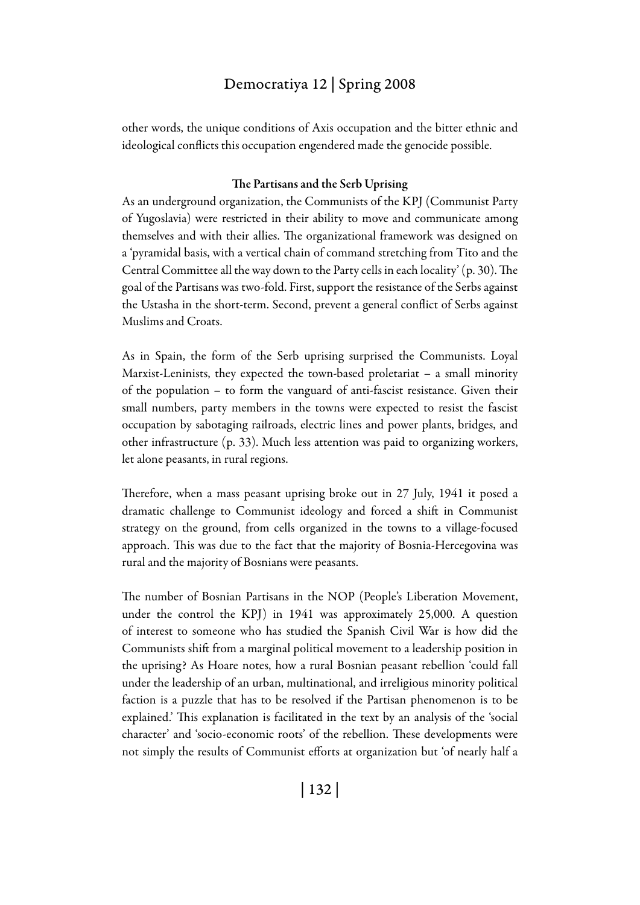other words, the unique conditions of Axis occupation and the bitter ethnic and ideological conflicts this occupation engendered made the genocide possible.

### The Partisans and the Serb Uprising

As an underground organization, the Communists of the KPJ (Communist Party of Yugoslavia) were restricted in their ability to move and communicate among themselves and with their allies. The organizational framework was designed on a 'pyramidal basis, with a vertical chain of command stretching from Tito and the Central Committee all the way down to the Party cells in each locality' (p. 30). The goal of the Partisans was two-fold. First, support the resistance of the Serbs against the Ustasha in the short-term. Second, prevent a general conflict of Serbs against Muslims and Croats.

As in Spain, the form of the Serb uprising surprised the Communists. Loyal Marxist-Leninists, they expected the town-based proletariat – a small minority of the population – to form the vanguard of anti-fascist resistance. Given their small numbers, party members in the towns were expected to resist the fascist occupation by sabotaging railroads, electric lines and power plants, bridges, and other infrastructure (p. 33). Much less attention was paid to organizing workers, let alone peasants, in rural regions.

Therefore, when a mass peasant uprising broke out in 27 July, 1941 it posed a dramatic challenge to Communist ideology and forced a shift in Communist strategy on the ground, from cells organized in the towns to a village-focused approach. This was due to the fact that the majority of Bosnia-Hercegovina was rural and the majority of Bosnians were peasants.

The number of Bosnian Partisans in the NOP (People's Liberation Movement, under the control the KPJ) in 1941 was approximately 25,000. A question of interest to someone who has studied the Spanish Civil War is how did the Communists shift from a marginal political movement to a leadership position in the uprising? As Hoare notes, how a rural Bosnian peasant rebellion 'could fall under the leadership of an urban, multinational, and irreligious minority political faction is a puzzle that has to be resolved if the Partisan phenomenon is to be explained.' This explanation is facilitated in the text by an analysis of the 'social character' and 'socio-economic roots' of the rebellion. These developments were not simply the results of Communist efforts at organization but 'of nearly half a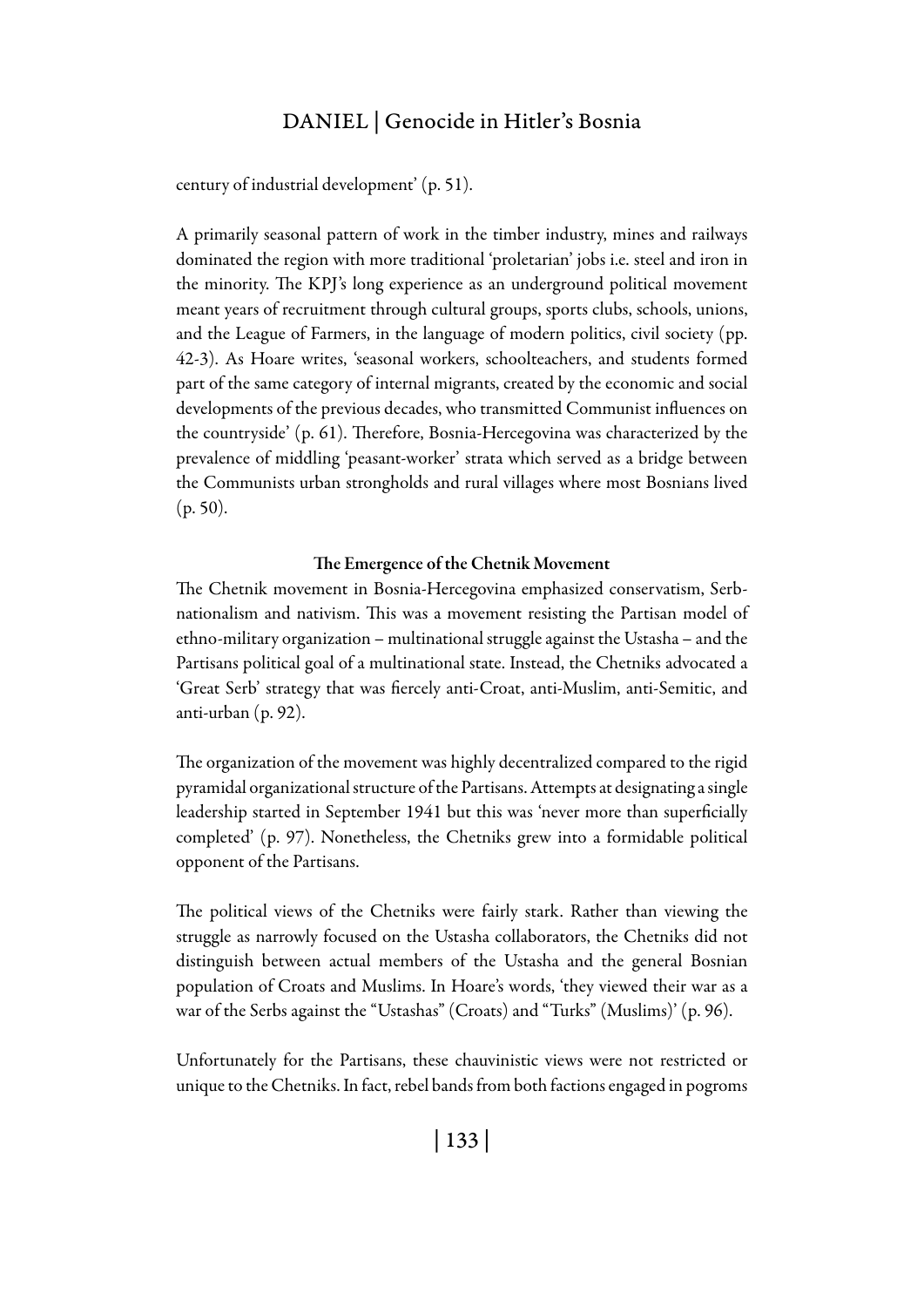century of industrial development' (p. 51).

A primarily seasonal pattern of work in the timber industry, mines and railways dominated the region with more traditional 'proletarian' jobs i.e. steel and iron in the minority. The KPJ's long experience as an underground political movement meant years of recruitment through cultural groups, sports clubs, schools, unions, and the League of Farmers, in the language of modern politics, civil society (pp. 42-3). As Hoare writes, 'seasonal workers, schoolteachers, and students formed part of the same category of internal migrants, created by the economic and social developments of the previous decades, who transmitted Communist influences on the countryside' (p. 61). Therefore, Bosnia-Hercegovina was characterized by the prevalence of middling 'peasant-worker' strata which served as a bridge between the Communists urban strongholds and rural villages where most Bosnians lived (p. 50).

### The Emergence of the Chetnik Movement

The Chetnik movement in Bosnia-Hercegovina emphasized conservatism, Serb-nationalism and nativism. This was a movement resisting the Partisan model of ethno-military organization – multinational struggle against the Ustasha – and the Partisans political goal of a multinational state. Instead, the Chetniks advocated a 'Great Serb' strategy that was fiercely anti-Croat, anti-Muslim, anti-Semitic, and anti-urban (p. 92).

The organization of the movement was highly decentralized compared to the rigid pyramidal organizational structure of the Partisans. Attempts at designating a single leadership started in September 1941 but this was 'never more than superficially completed' (p. 97). Nonetheless, the Chetniks grew into a formidable political opponent of the Partisans.

The political views of the Chetniks were fairly stark. Rather than viewing the struggle as narrowly focused on the Ustasha collaborators, the Chetniks did not distinguish between actual members of the Ustasha and the general Bosnian population of Croats and Muslims. In Hoare's words, 'they viewed their war as a war of the Serbs against the "Ustashas" (Croats) and "Turks" (Muslims)' (p. 96).

Unfortunately for the Partisans, these chauvinistic views were not restricted or unique to the Chetniks. In fact, rebel bands from both factions engaged in pogroms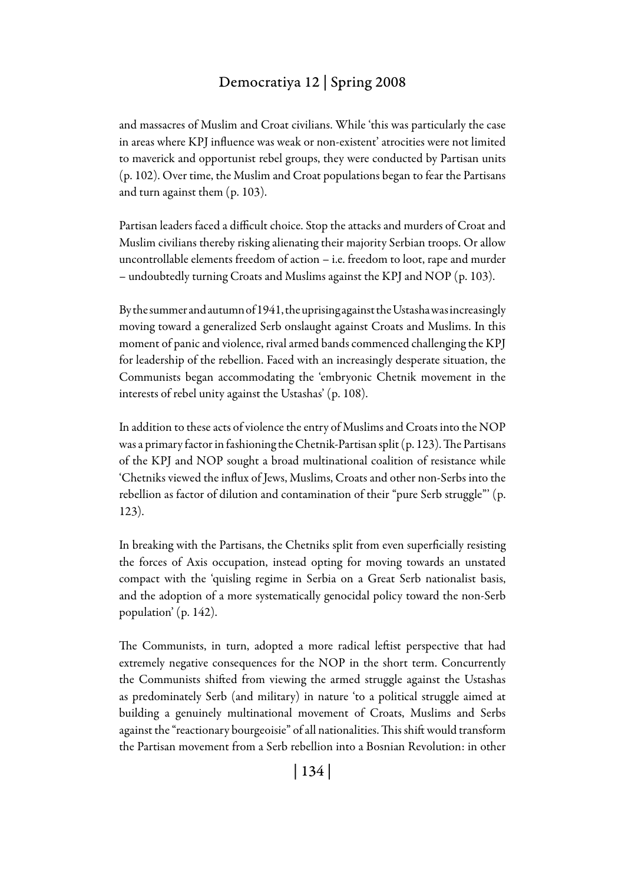and massacres of Muslim and Croat civilians. While 'this was particularly the case in areas where KPJ influence was weak or non-existent' atrocities were not limited to maverick and opportunist rebel groups, they were conducted by Partisan units (p. 102). Over time, the Muslim and Croat populations began to fear the Partisans and turn against them (p. 103).

Partisan leaders faced a difficult choice. Stop the attacks and murders of Croat and Muslim civilians thereby risking alienating their majority Serbian troops. Or allow uncontrollable elements freedom of action – i.e. freedom to loot, rape and murder – undoubtedly turning Croats and Muslims against the KPJ and NOP (p. 103).

By the summer and autumn of 1941, the uprising against the Ustasha was increasingly moving toward a generalized Serb onslaught against Croats and Muslims. In this moment of panic and violence, rival armed bands commenced challenging the KPJ for leadership of the rebellion. Faced with an increasingly desperate situation, the Communists began accommodating the 'embryonic Chetnik movement in the interests of rebel unity against the Ustashas' (p. 108).

In addition to these acts of violence the entry of Muslims and Croats into the NOP was a primary factor in fashioning the Chetnik-Partisan split (p. 123). The Partisans of the KPJ and NOP sought a broad multinational coalition of resistance while 'Chetniks viewed the influx of Jews, Muslims, Croats and other non-Serbs into the rebellion as factor of dilution and contamination of their "pure Serb struggle"' (p. 123).

In breaking with the Partisans, the Chetniks split from even superficially resisting the forces of Axis occupation, instead opting for moving towards an unstated compact with the 'quisling regime in Serbia on a Great Serb nationalist basis, and the adoption of a more systematically genocidal policy toward the non-Serb population' (p. 142).

The Communists, in turn, adopted a more radical leftist perspective that had extremely negative consequences for the NOP in the short term. Concurrently the Communists shifted from viewing the armed struggle against the Ustashas as predominately Serb (and military) in nature 'to a political struggle aimed at building a genuinely multinational movement of Croats, Muslims and Serbs against the "reactionary bourgeoisie" of all nationalities. This shift would transform the Partisan movement from a Serb rebellion into a Bosnian Revolution: in other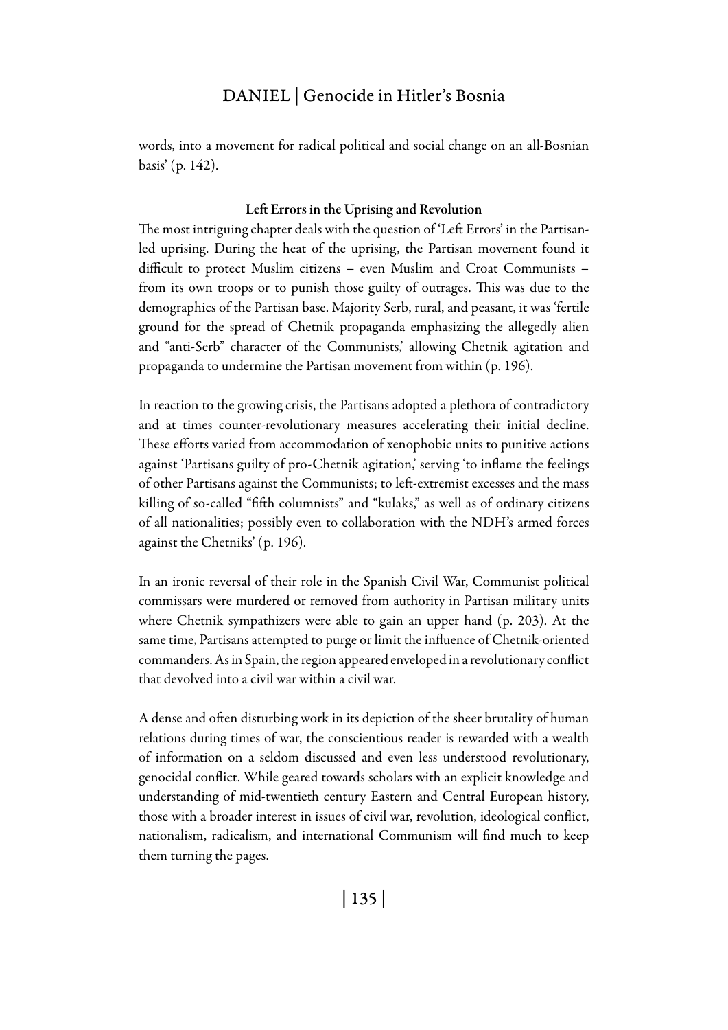words, into a movement for radical political and social change on an all-Bosnian basis' (p. 142).

### Left Errors in the Uprising and Revolution

The most intriguing chapter deals with the question of 'Left Errors' in the Partisan-led uprising. During the heat of the uprising, the Partisan movement found it difficult to protect Muslim citizens – even Muslim and Croat Communists – from its own troops or to punish those guilty of outrages. This was due to the demographics of the Partisan base. Majority Serb, rural, and peasant, it was 'fertile ground for the spread of Chetnik propaganda emphasizing the allegedly alien and "anti-Serb" character of the Communists,' allowing Chetnik agitation and propaganda to undermine the Partisan movement from within (p. 196).

In reaction to the growing crisis, the Partisans adopted a plethora of contradictory and at times counter-revolutionary measures accelerating their initial decline. These efforts varied from accommodation of xenophobic units to punitive actions against 'Partisans guilty of pro-Chetnik agitation,' serving 'to inflame the feelings of other Partisans against the Communists; to left-extremist excesses and the mass killing of so-called "fifth columnists" and "kulaks," as well as of ordinary citizens of all nationalities; possibly even to collaboration with the NDH's armed forces against the Chetniks' (p. 196).

In an ironic reversal of their role in the Spanish Civil War, Communist political commissars were murdered or removed from authority in Partisan military units where Chetnik sympathizers were able to gain an upper hand (p. 203). At the same time, Partisans attempted to purge or limit the influence of Chetnik-oriented commanders. As in Spain, the region appeared enveloped in a revolutionary conflict that devolved into a civil war within a civil war.

A dense and often disturbing work in its depiction of the sheer brutality of human relations during times of war, the conscientious reader is rewarded with a wealth of information on a seldom discussed and even less understood revolutionary, genocidal conflict. While geared towards scholars with an explicit knowledge and understanding of mid-twentieth century Eastern and Central European history, those with a broader interest in issues of civil war, revolution, ideological conflict, nationalism, radicalism, and international Communism will find much to keep them turning the pages.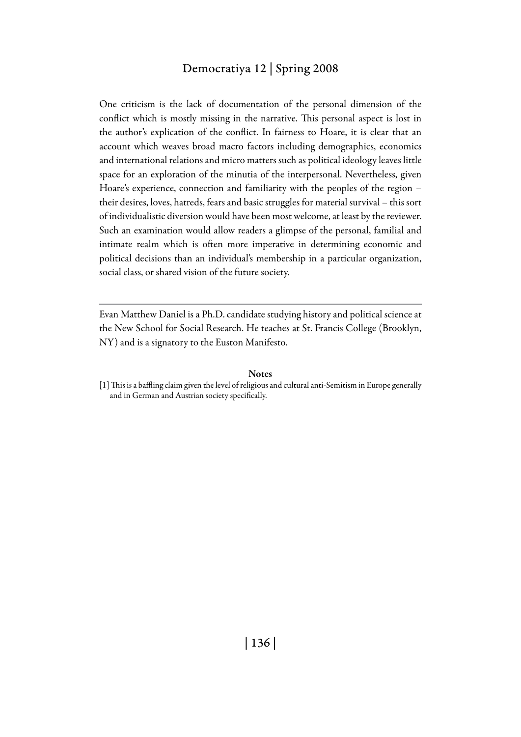One criticism is the lack of documentation of the personal dimension of the conflict which is mostly missing in the narrative. This personal aspect is lost in the author's explication of the conflict. In fairness to Hoare, it is clear that an account which weaves broad macro factors including demographics, economics and international relations and micro matters such as political ideology leaves little space for an exploration of the minutia of the interpersonal. Nevertheless, given Hoare's experience, connection and familiarity with the peoples of the region – their desires, loves, hatreds, fears and basic struggles for material survival – this sort of individualistic diversion would have been most welcome, at least by the reviewer. Such an examination would allow readers a glimpse of the personal, familial and intimate realm which is often more imperative in determining economic and political decisions than an individual's membership in a particular organization, social class, or shared vision of the future society.

---

Evan Matthew Daniel is a Ph.D. candidate studying history and political science at the New School for Social Research. He teaches at St. Francis College (Brooklyn, NY) and is a signatory to the Euston Manifesto.

**Notes**

[1] This is a baffling claim given the level of religious and cultural anti-Semitism in Europe generally and in German and Austrian society specifically.